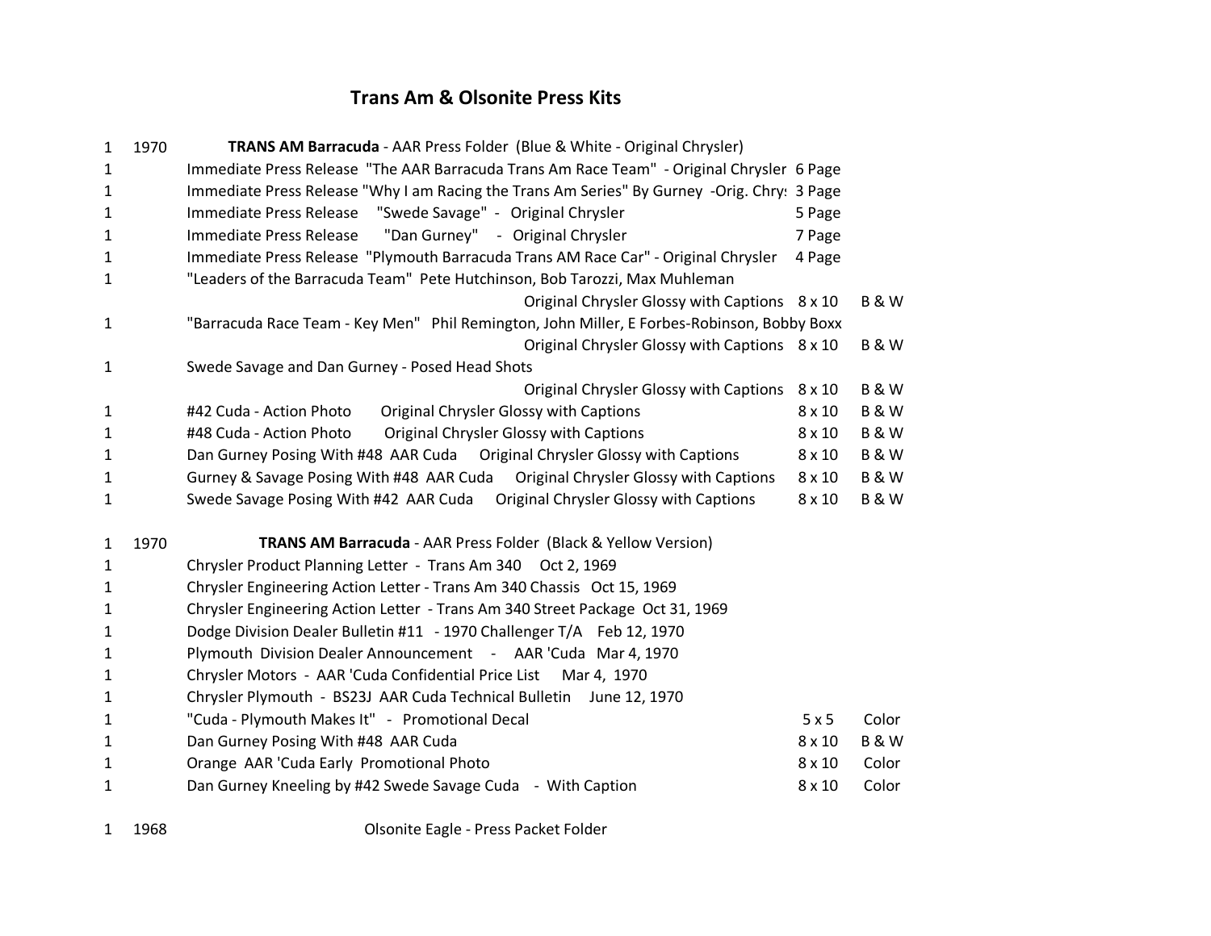# Trans Am & Olsonite Press Kits

| Qty | Year | Description | Size | Type |
|---|---|---|---|---|
| 1 | 1970 | **TRANS AM Barracuda** - AAR Press Folder (Blue & White - Original Chrysler) | | |
| 1 | | Immediate Press Release "The AAR Barracuda Trans Am Race Team" - Original Chrysler | 6 Page | |
| 1 | | Immediate Press Release "Why I am Racing the Trans Am Series" By Gurney -Orig. Chrys | 3 Page | |
| 1 | | Immediate Press Release "Swede Savage" - Original Chrysler | 5 Page | |
| 1 | | Immediate Press Release "Dan Gurney" - Original Chrysler | 7 Page | |
| 1 | | Immediate Press Release "Plymouth Barracuda Trans AM Race Car" - Original Chrysler | 4 Page | |
| 1 | | "Leaders of the Barracuda Team" Pete Hutchinson, Bob Tarozzi, Max Muhleman Original Chrysler Glossy with Captions | 8 x 10 | B & W |
| 1 | | "Barracuda Race Team - Key Men" Phil Remington, John Miller, E Forbes-Robinson, Bobby Boxx Original Chrysler Glossy with Captions | 8 x 10 | B & W |
| 1 | | Swede Savage and Dan Gurney - Posed Head Shots Original Chrysler Glossy with Captions | 8 x 10 | B & W |
| 1 | | #42 Cuda - Action Photo Original Chrysler Glossy with Captions | 8 x 10 | B & W |
| 1 | | #48 Cuda - Action Photo Original Chrysler Glossy with Captions | 8 x 10 | B & W |
| 1 | | Dan Gurney Posing With #48 AAR Cuda Original Chrysler Glossy with Captions | 8 x 10 | B & W |
| 1 | | Gurney & Savage Posing With #48 AAR Cuda Original Chrysler Glossy with Captions | 8 x 10 | B & W |
| 1 | | Swede Savage Posing With #42 AAR Cuda Original Chrysler Glossy with Captions | 8 x 10 | B & W |
| 1 | 1970 | **TRANS AM Barracuda** - AAR Press Folder (Black & Yellow Version) | | |
| 1 | | Chrysler Product Planning Letter - Trans Am 340 Oct 2, 1969 | | |
| 1 | | Chrysler Engineering Action Letter - Trans Am 340 Chassis Oct 15, 1969 | | |
| 1 | | Chrysler Engineering Action Letter - Trans Am 340 Street Package Oct 31, 1969 | | |
| 1 | | Dodge Division Dealer Bulletin #11 - 1970 Challenger T/A Feb 12, 1970 | | |
| 1 | | Plymouth Division Dealer Announcement - AAR 'Cuda Mar 4, 1970 | | |
| 1 | | Chrysler Motors - AAR 'Cuda Confidential Price List Mar 4, 1970 | | |
| 1 | | Chrysler Plymouth - BS23J AAR Cuda Technical Bulletin June 12, 1970 | | |
| 1 | | "Cuda - Plymouth Makes It" - Promotional Decal | 5 x 5 | Color |
| 1 | | Dan Gurney Posing With #48 AAR Cuda | 8 x 10 | B & W |
| 1 | | Orange AAR 'Cuda Early Promotional Photo | 8 x 10 | Color |
| 1 | | Dan Gurney Kneeling by #42 Swede Savage Cuda - With Caption | 8 x 10 | Color |
| 1 | 1968 | Olsonite Eagle - Press Packet Folder | | |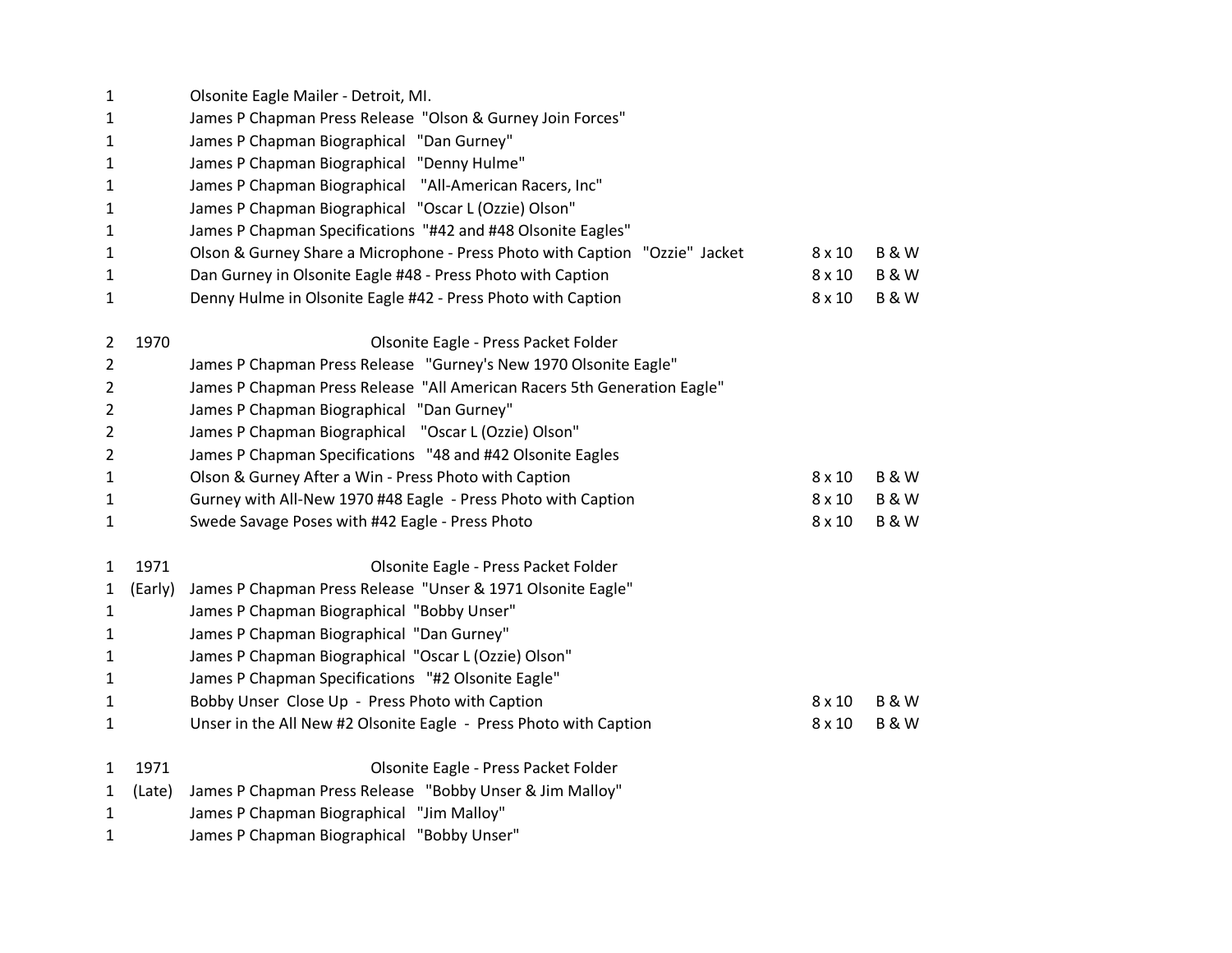| Qty | Year | Description | Size | Type |
|---|---|---|---|---|
| 1 | | Olsonite Eagle Mailer - Detroit, MI. | | |
| 1 | | James P Chapman Press Release "Olson & Gurney Join Forces" | | |
| 1 | | James P Chapman Biographical "Dan Gurney" | | |
| 1 | | James P Chapman Biographical "Denny Hulme" | | |
| 1 | | James P Chapman Biographical "All-American Racers, Inc" | | |
| 1 | | James P Chapman Biographical "Oscar L (Ozzie) Olson" | | |
| 1 | | James P Chapman Specifications "#42 and #48 Olsonite Eagles" | | |
| 1 | | Olson & Gurney Share a Microphone - Press Photo with Caption "Ozzie" Jacket | 8 x 10 | B & W |
| 1 | | Dan Gurney in Olsonite Eagle #48 - Press Photo with Caption | 8 x 10 | B & W |
| 1 | | Denny Hulme in Olsonite Eagle #42 - Press Photo with Caption | 8 x 10 | B & W |
| | | | | |
| 2 | 1970 | Olsonite Eagle - Press Packet Folder | | |
| 2 | | James P Chapman Press Release "Gurney's New 1970 Olsonite Eagle" | | |
| 2 | | James P Chapman Press Release "All American Racers 5th Generation Eagle" | | |
| 2 | | James P Chapman Biographical "Dan Gurney" | | |
| 2 | | James P Chapman Biographical "Oscar L (Ozzie) Olson" | | |
| 2 | | James P Chapman Specifications "48 and #42 Olsonite Eagles | | |
| 1 | | Olson & Gurney After a Win - Press Photo with Caption | 8 x 10 | B & W |
| 1 | | Gurney with All-New 1970 #48 Eagle - Press Photo with Caption | 8 x 10 | B & W |
| 1 | | Swede Savage Poses with #42 Eagle - Press Photo | 8 x 10 | B & W |
| | | | | |
| 1 | 1971 | Olsonite Eagle - Press Packet Folder | | |
| 1 | (Early) | James P Chapman Press Release "Unser & 1971 Olsonite Eagle" | | |
| 1 | | James P Chapman Biographical "Bobby Unser" | | |
| 1 | | James P Chapman Biographical "Dan Gurney" | | |
| 1 | | James P Chapman Biographical "Oscar L (Ozzie) Olson" | | |
| 1 | | James P Chapman Specifications "#2 Olsonite Eagle" | | |
| 1 | | Bobby Unser Close Up - Press Photo with Caption | 8 x 10 | B & W |
| 1 | | Unser in the All New #2 Olsonite Eagle - Press Photo with Caption | 8 x 10 | B & W |
| | | | | |
| 1 | 1971 | Olsonite Eagle - Press Packet Folder | | |
| 1 | (Late) | James P Chapman Press Release "Bobby Unser & Jim Malloy" | | |
| 1 | | James P Chapman Biographical "Jim Malloy" | | |
| 1 | | James P Chapman Biographical "Bobby Unser" | | |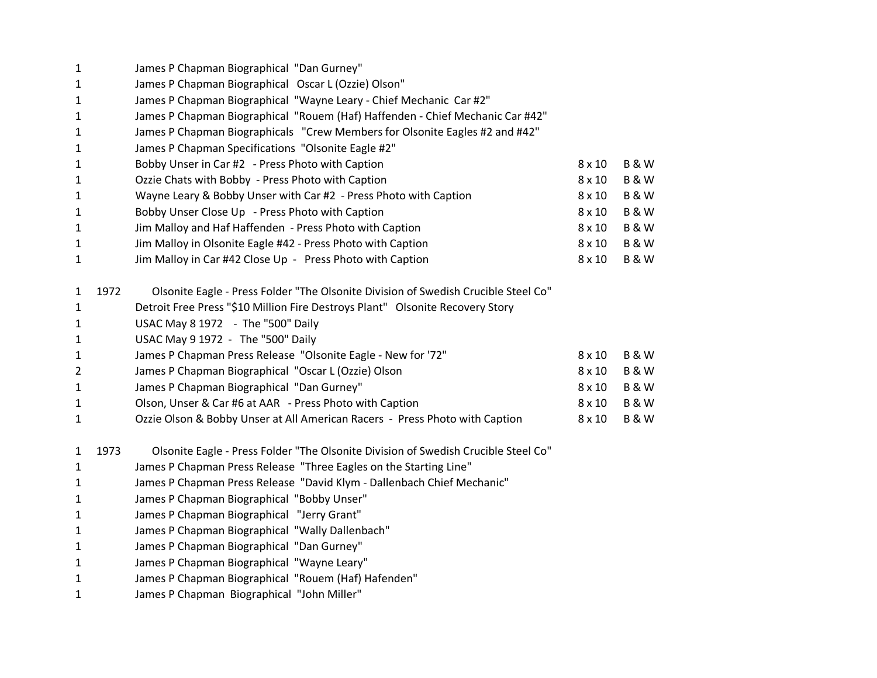| Qty | Year | Description | Size | Type |
|---|---|---|---|---|
| 1 | | James P Chapman Biographical "Dan Gurney" | | |
| 1 | | James P Chapman Biographical Oscar L (Ozzie) Olson" | | |
| 1 | | James P Chapman Biographical "Wayne Leary - Chief Mechanic Car #2" | | |
| 1 | | James P Chapman Biographical "Rouem (Haf) Haffenden - Chief Mechanic Car #42" | | |
| 1 | | James P Chapman Biographicals "Crew Members for Olsonite Eagles #2 and #42" | | |
| 1 | | James P Chapman Specifications "Olsonite Eagle #2" | | |
| 1 | | Bobby Unser in Car #2 - Press Photo with Caption | 8 x 10 | B & W |
| 1 | | Ozzie Chats with Bobby - Press Photo with Caption | 8 x 10 | B & W |
| 1 | | Wayne Leary & Bobby Unser with Car #2 - Press Photo with Caption | 8 x 10 | B & W |
| 1 | | Bobby Unser Close Up - Press Photo with Caption | 8 x 10 | B & W |
| 1 | | Jim Malloy and Haf Haffenden - Press Photo with Caption | 8 x 10 | B & W |
| 1 | | Jim Malloy in Olsonite Eagle #42 - Press Photo with Caption | 8 x 10 | B & W |
| 1 | | Jim Malloy in Car #42 Close Up - Press Photo with Caption | 8 x 10 | B & W |
| | | | | |
| 1 | 1972 | Olsonite Eagle - Press Folder "The Olsonite Division of Swedish Crucible Steel Co" | | |
| 1 | | Detroit Free Press "$10 Million Fire Destroys Plant" Olsonite Recovery Story | | |
| 1 | | USAC May 8 1972 - The "500" Daily | | |
| 1 | | USAC May 9 1972 - The "500" Daily | | |
| 1 | | James P Chapman Press Release "Olsonite Eagle - New for '72" | 8 x 10 | B & W |
| 2 | | James P Chapman Biographical "Oscar L (Ozzie) Olson | 8 x 10 | B & W |
| 1 | | James P Chapman Biographical "Dan Gurney" | 8 x 10 | B & W |
| 1 | | Olson, Unser & Car #6 at AAR - Press Photo with Caption | 8 x 10 | B & W |
| 1 | | Ozzie Olson & Bobby Unser at All American Racers - Press Photo with Caption | 8 x 10 | B & W |
| | | | | |
| 1 | 1973 | Olsonite Eagle - Press Folder "The Olsonite Division of Swedish Crucible Steel Co" | | |
| 1 | | James P Chapman Press Release "Three Eagles on the Starting Line" | | |
| 1 | | James P Chapman Press Release "David Klym - Dallenbach Chief Mechanic" | | |
| 1 | | James P Chapman Biographical "Bobby Unser" | | |
| 1 | | James P Chapman Biographical "Jerry Grant" | | |
| 1 | | James P Chapman Biographical "Wally Dallenbach" | | |
| 1 | | James P Chapman Biographical "Dan Gurney" | | |
| 1 | | James P Chapman Biographical "Wayne Leary" | | |
| 1 | | James P Chapman Biographical "Rouem (Haf) Hafenden" | | |
| 1 | | James P Chapman Biographical "John Miller" | | |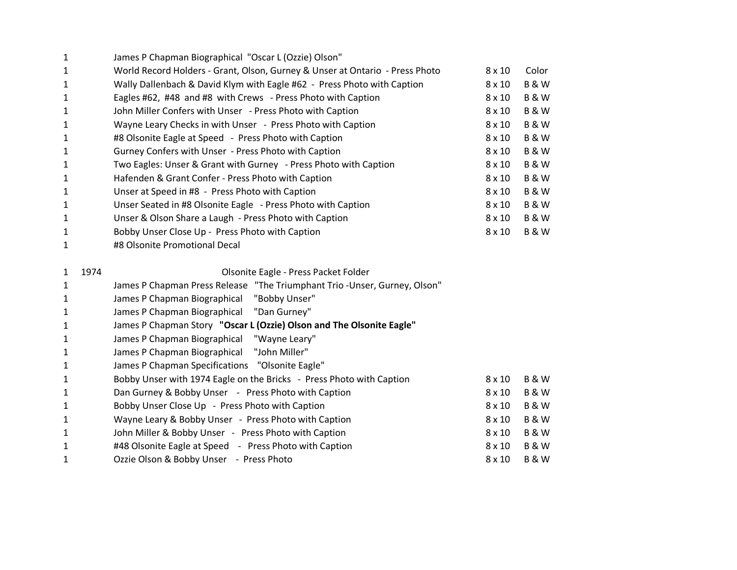| | | | | |
|---|---|---|---|---|
| 1 | | James P Chapman Biographical "Oscar L (Ozzie) Olson" | | |
| 1 | | World Record Holders - Grant, Olson, Gurney & Unser at Ontario - Press Photo | 8 x 10 | Color |
| 1 | | Wally Dallenbach & David Klym with Eagle #62 - Press Photo with Caption | 8 x 10 | B & W |
| 1 | | Eagles #62, #48 and #8 with Crews - Press Photo with Caption | 8 x 10 | B & W |
| 1 | | John Miller Confers with Unser - Press Photo with Caption | 8 x 10 | B & W |
| 1 | | Wayne Leary Checks in with Unser - Press Photo with Caption | 8 x 10 | B & W |
| 1 | | #8 Olsonite Eagle at Speed - Press Photo with Caption | 8 x 10 | B & W |
| 1 | | Gurney Confers with Unser - Press Photo with Caption | 8 x 10 | B & W |
| 1 | | Two Eagles: Unser & Grant with Gurney - Press Photo with Caption | 8 x 10 | B & W |
| 1 | | Hafenden & Grant Confer - Press Photo with Caption | 8 x 10 | B & W |
| 1 | | Unser at Speed in #8 - Press Photo with Caption | 8 x 10 | B & W |
| 1 | | Unser Seated in #8 Olsonite Eagle - Press Photo with Caption | 8 x 10 | B & W |
| 1 | | Unser & Olson Share a Laugh - Press Photo with Caption | 8 x 10 | B & W |
| 1 | | Bobby Unser Close Up - Press Photo with Caption | 8 x 10 | B & W |
| 1 | | #8 Olsonite Promotional Decal | | |
| | | | | |
| 1 | 1974 | Olsonite Eagle - Press Packet Folder | | |
| 1 | | James P Chapman Press Release "The Triumphant Trio -Unser, Gurney, Olson" | | |
| 1 | | James P Chapman Biographical "Bobby Unser" | | |
| 1 | | James P Chapman Biographical "Dan Gurney" | | |
| 1 | | James P Chapman Story **"Oscar L (Ozzie) Olson and The Olsonite Eagle"** | | |
| 1 | | James P Chapman Biographical "Wayne Leary" | | |
| 1 | | James P Chapman Biographical "John Miller" | | |
| 1 | | James P Chapman Specifications "Olsonite Eagle" | | |
| 1 | | Bobby Unser with 1974 Eagle on the Bricks - Press Photo with Caption | 8 x 10 | B & W |
| 1 | | Dan Gurney & Bobby Unser - Press Photo with Caption | 8 x 10 | B & W |
| 1 | | Bobby Unser Close Up - Press Photo with Caption | 8 x 10 | B & W |
| 1 | | Wayne Leary & Bobby Unser - Press Photo with Caption | 8 x 10 | B & W |
| 1 | | John Miller & Bobby Unser - Press Photo with Caption | 8 x 10 | B & W |
| 1 | | #48 Olsonite Eagle at Speed - Press Photo with Caption | 8 x 10 | B & W |
| 1 | | Ozzie Olson & Bobby Unser - Press Photo | 8 x 10 | B & W |